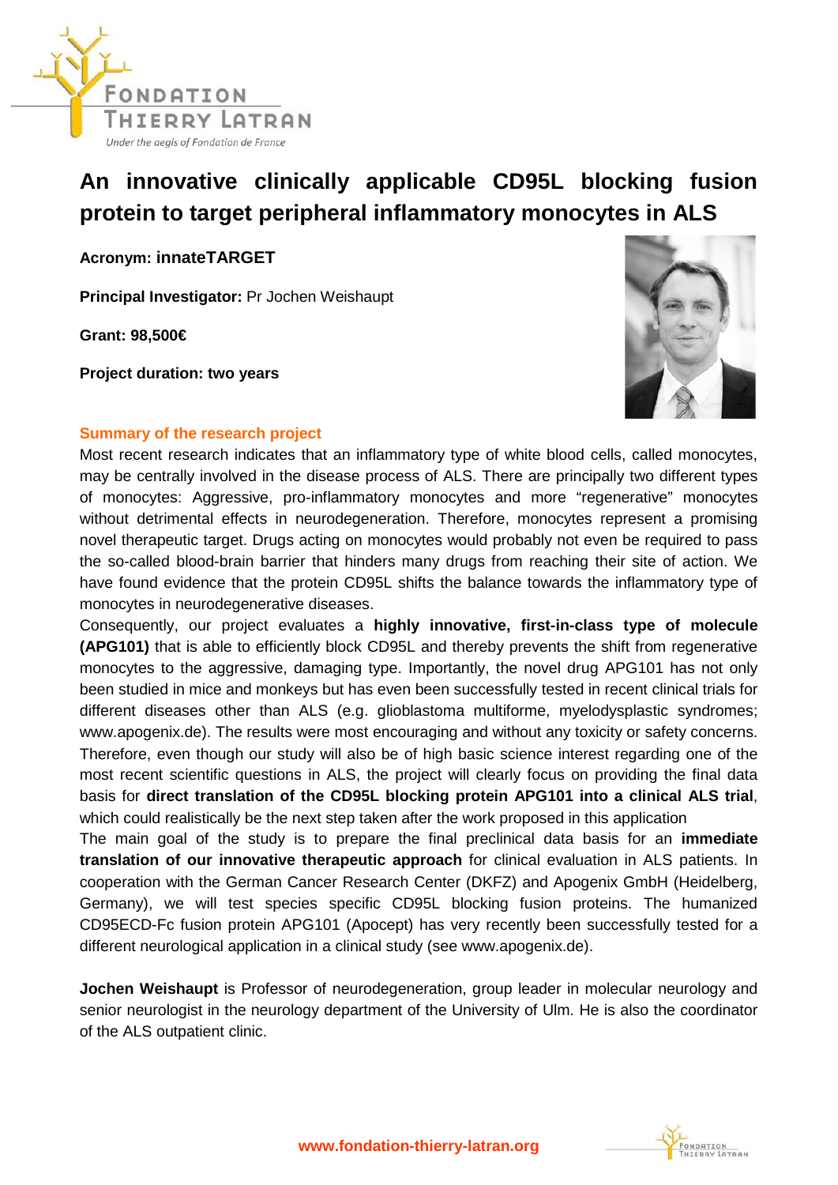# An innovative clinically applicable CD95L blocking fusion protein to target peripheral inflammatory monocytes in ALS

**Acronym: innateTARGET**

**Principal Investigator:** Pr Jochen Weishaupt

**Grant: 98,500€**

**Project duration: two years**

## Summary of the research project

Most recent research indicates that an inflammatory type of white blood cells, called monocytes, may be centrally involved in the disease process of ALS. There are principally two different types of monocytes: Aggressive, pro-inflammatory monocytes and more "regenerative" monocytes without detrimental effects in neurodegeneration. Therefore, monocytes represent a promising novel therapeutic target. Drugs acting on monocytes would probably not even be required to pass the so-called blood-brain barrier that hinders many drugs from reaching their site of action. We have found evidence that the protein CD95L shifts the balance towards the inflammatory type of monocytes in neurodegenerative diseases.

Consequently, our project evaluates a **highly innovative, first-in-class type of molecule (APG101)** that is able to efficiently block CD95L and thereby prevents the shift from regenerative monocytes to the aggressive, damaging type. Importantly, the novel drug APG101 has not only been studied in mice and monkeys but has even been successfully tested in recent clinical trials for different diseases other than ALS (e.g. glioblastoma multiforme, myelodysplastic syndromes; www.apogenix.de). The results were most encouraging and without any toxicity or safety concerns. Therefore, even though our study will also be of high basic science interest regarding one of the most recent scientific questions in ALS, the project will clearly focus on providing the final data basis for **direct translation of the CD95L blocking protein APG101 into a clinical ALS trial**, which could realistically be the next step taken after the work proposed in this application

The main goal of the study is to prepare the final preclinical data basis for an **immediate translation of our innovative therapeutic approach** for clinical evaluation in ALS patients. In cooperation with the German Cancer Research Center (DKFZ) and Apogenix GmbH (Heidelberg, Germany), we will test species specific CD95L blocking fusion proteins. The humanized CD95ECD-Fc fusion protein APG101 (Apocept) has very recently been successfully tested for a different neurological application in a clinical study (see www.apogenix.de).

**Jochen Weishaupt** is Professor of neurodegeneration, group leader in molecular neurology and senior neurologist in the neurology department of the University of Ulm. He is also the coordinator of the ALS outpatient clinic.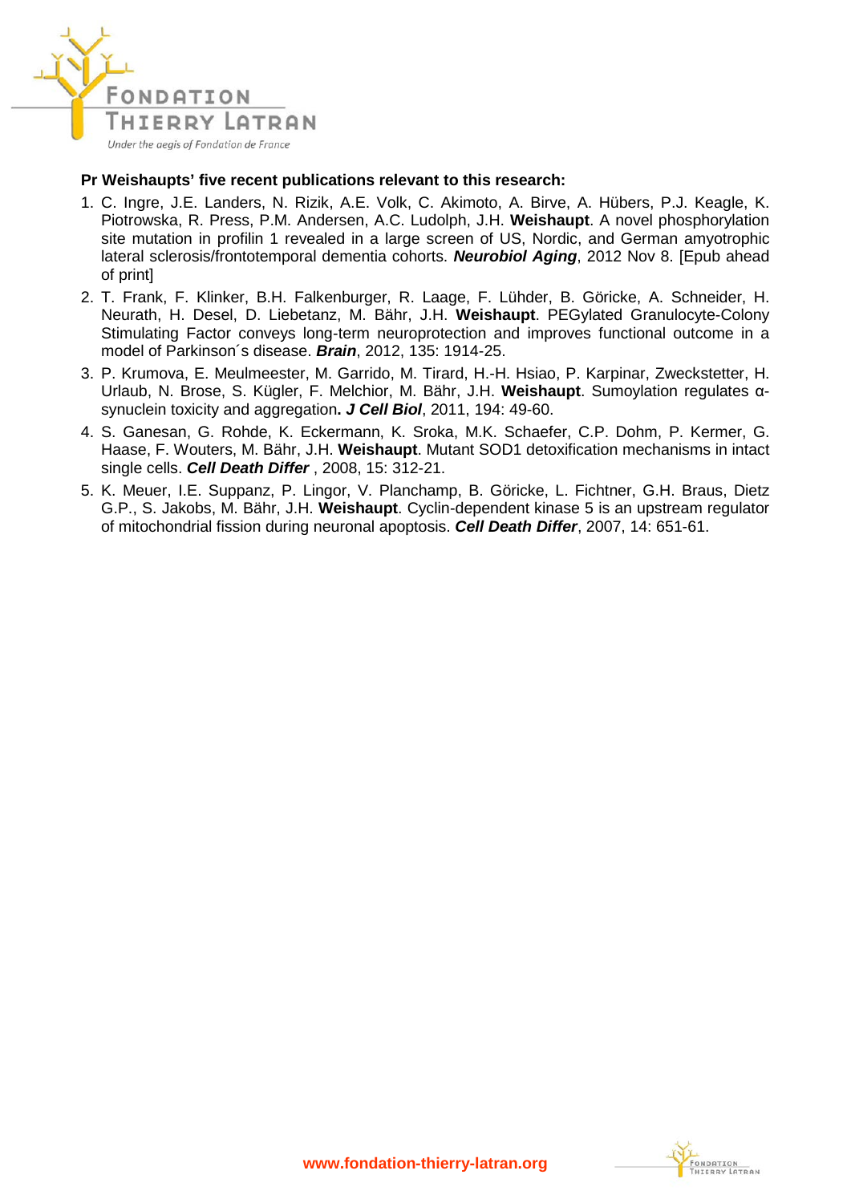**Pr Weishaupts' five recent publications relevant to this research:**

1. C. Ingre, J.E. Landers, N. Rizik, A.E. Volk, C. Akimoto, A. Birve, A. Hübers, P.J. Keagle, K. Piotrowska, R. Press, P.M. Andersen, A.C. Ludolph, J.H. **Weishaupt**. A novel phosphorylation site mutation in profilin 1 revealed in a large screen of US, Nordic, and German amyotrophic lateral sclerosis/frontotemporal dementia cohorts. ***Neurobiol Aging***, 2012 Nov 8. [Epub ahead of print]
2. T. Frank, F. Klinker, B.H. Falkenburger, R. Laage, F. Lühder, B. Göricke, A. Schneider, H. Neurath, H. Desel, D. Liebetanz, M. Bähr, J.H. **Weishaupt**. PEGylated Granulocyte-Colony Stimulating Factor conveys long-term neuroprotection and improves functional outcome in a model of Parkinson´s disease. ***Brain***, 2012, 135: 1914-25.
3. P. Krumova, E. Meulmeester, M. Garrido, M. Tirard, H.-H. Hsiao, P. Karpinar, Zweckstetter, H. Urlaub, N. Brose, S. Kügler, F. Melchior, M. Bähr, J.H. **Weishaupt**. Sumoylation regulates α-synuclein toxicity and aggregation**.** ***J Cell Biol***, 2011, 194: 49-60.
4. S. Ganesan, G. Rohde, K. Eckermann, K. Sroka, M.K. Schaefer, C.P. Dohm, P. Kermer, G. Haase, F. Wouters, M. Bähr, J.H. **Weishaupt**. Mutant SOD1 detoxification mechanisms in intact single cells. ***Cell Death Differ*** , 2008, 15: 312-21.
5. K. Meuer, I.E. Suppanz, P. Lingor, V. Planchamp, B. Göricke, L. Fichtner, G.H. Braus, Dietz G.P., S. Jakobs, M. Bähr, J.H. **Weishaupt**. Cyclin-dependent kinase 5 is an upstream regulator of mitochondrial fission during neuronal apoptosis. ***Cell Death Differ***, 2007, 14: 651-61.